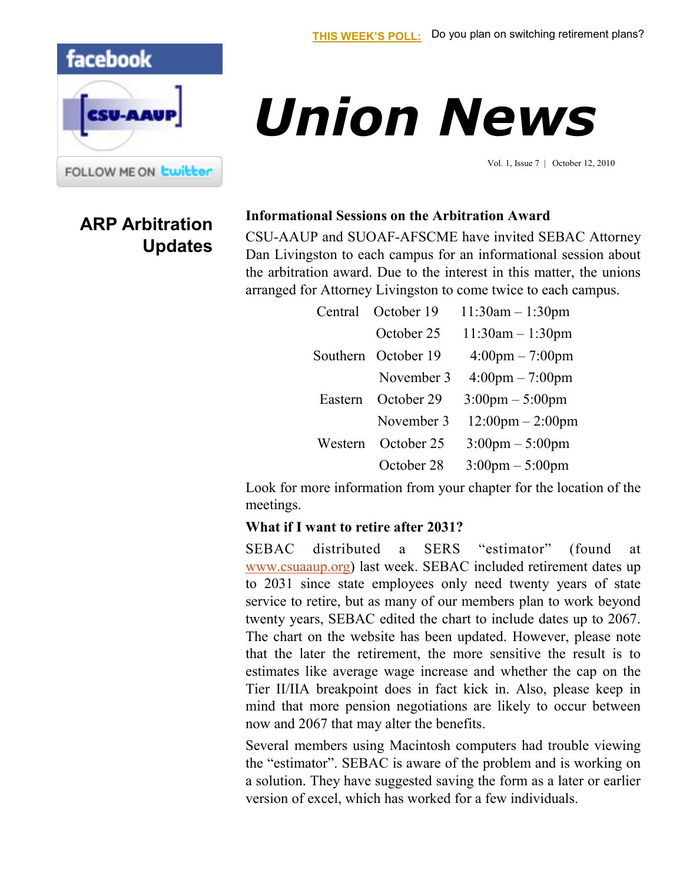**THIS WEEK'S POLL:** Do you plan on switching retirement plans?

facebook

CSU-AAUP

FOLLOW ME ON twitter

# Union News

Vol. 1, Issue 7 | October 12, 2010

## ARP Arbitration Updates

### Informational Sessions on the Arbitration Award

CSU-AAUP and SUOAF-AFSCME have invited SEBAC Attorney Dan Livingston to each campus for an informational session about the arbitration award. Due to the interest in this matter, the unions arranged for Attorney Livingston to come twice to each campus.

| | | |
|---|---|---|
| Central | October 19 | 11:30am – 1:30pm |
| | October 25 | 11:30am – 1:30pm |
| Southern | October 19 | 4:00pm – 7:00pm |
| | November 3 | 4:00pm – 7:00pm |
| Eastern | October 29 | 3:00pm – 5:00pm |
| | November 3 | 12:00pm – 2:00pm |
| Western | October 25 | 3:00pm – 5:00pm |
| | October 28 | 3:00pm – 5:00pm |

Look for more information from your chapter for the location of the meetings.

### What if I want to retire after 2031?

SEBAC distributed a SERS "estimator" (found at www.csuaaup.org) last week. SEBAC included retirement dates up to 2031 since state employees only need twenty years of state service to retire, but as many of our members plan to work beyond twenty years, SEBAC edited the chart to include dates up to 2067. The chart on the website has been updated. However, please note that the later the retirement, the more sensitive the result is to estimates like average wage increase and whether the cap on the Tier II/IIA breakpoint does in fact kick in. Also, please keep in mind that more pension negotiations are likely to occur between now and 2067 that may alter the benefits.

Several members using Macintosh computers had trouble viewing the "estimator". SEBAC is aware of the problem and is working on a solution. They have suggested saving the form as a later or earlier version of excel, which has worked for a few individuals.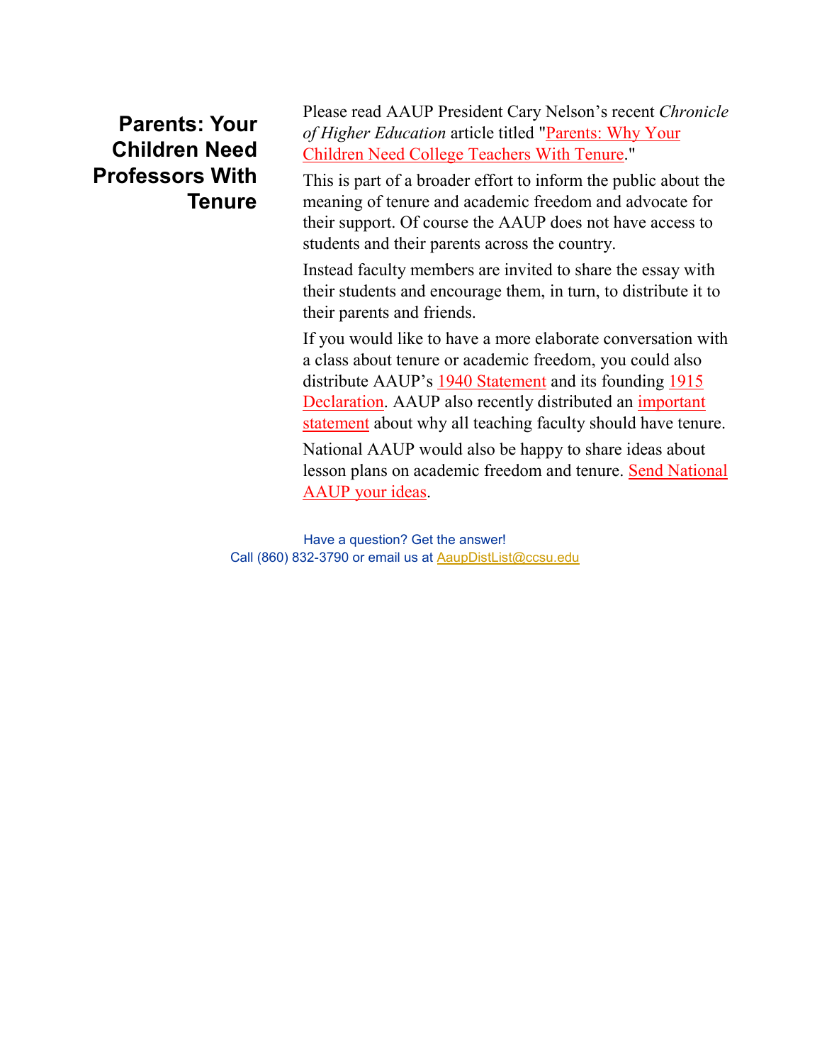## Parents: Your Children Need Professors With Tenure

Please read AAUP President Cary Nelson's recent *Chronicle of Higher Education* article titled "Parents: Why Your Children Need College Teachers With Tenure."

This is part of a broader effort to inform the public about the meaning of tenure and academic freedom and advocate for their support. Of course the AAUP does not have access to students and their parents across the country.

Instead faculty members are invited to share the essay with their students and encourage them, in turn, to distribute it to their parents and friends.

If you would like to have a more elaborate conversation with a class about tenure or academic freedom, you could also distribute AAUP's 1940 Statement and its founding 1915 Declaration. AAUP also recently distributed an important statement about why all teaching faculty should have tenure.

National AAUP would also be happy to share ideas about lesson plans on academic freedom and tenure. Send National AAUP your ideas.

Have a question? Get the answer!
Call (860) 832-3790 or email us at AaupDistList@ccsu.edu